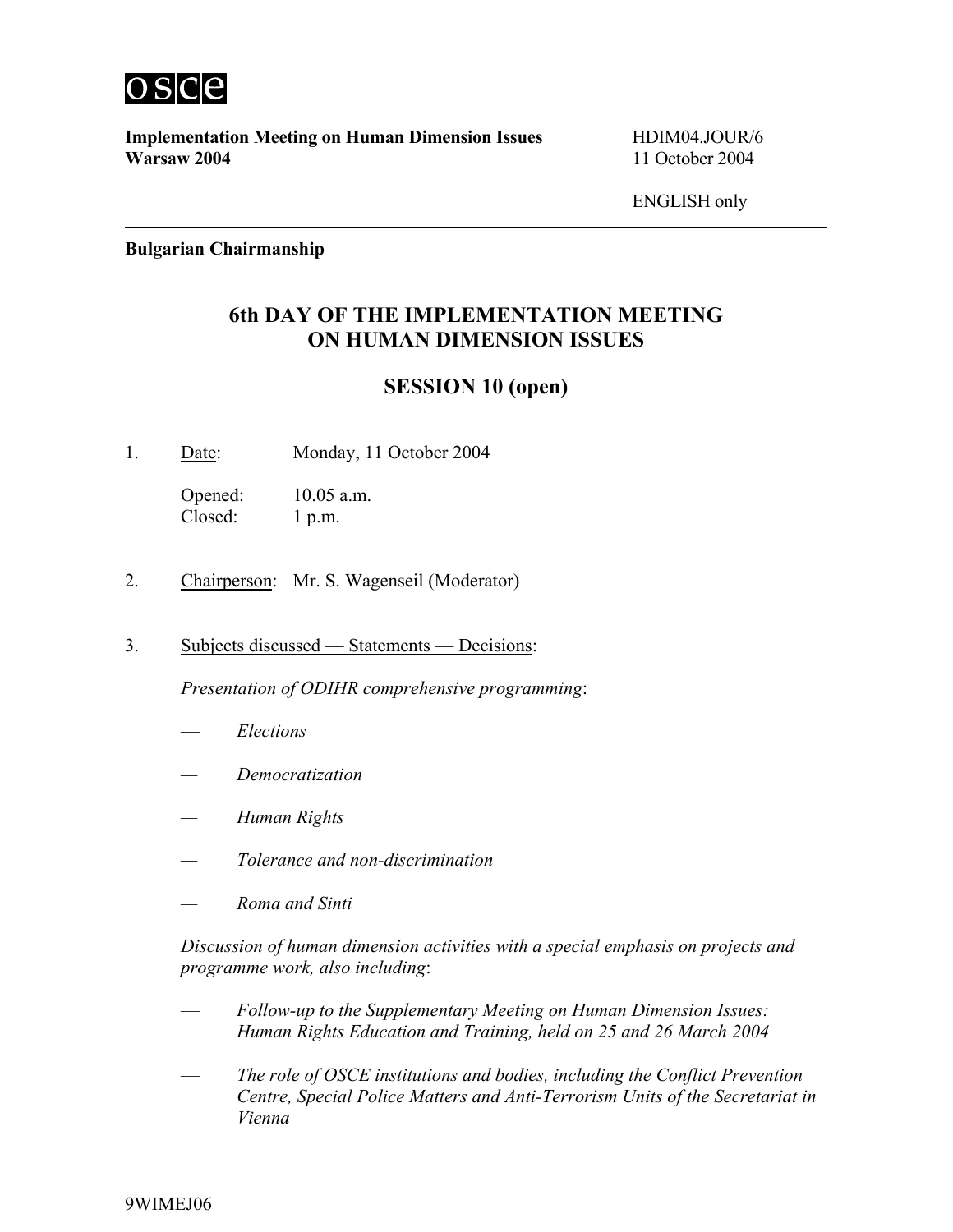OSCE

**Implementation Meeting on Human Dimension Issues**
**Warsaw 2004**

HDIM04.JOUR/6
11 October 2004

ENGLISH only

---

**Bulgarian Chairmanship**

# 6th DAY OF THE IMPLEMENTATION MEETING ON HUMAN DIMENSION ISSUES

## SESSION 10 (open)

1. Date: Monday, 11 October 2004

   Opened: 10.05 a.m.
   Closed: 1 p.m.

2. Chairperson: Mr. S. Wagenseil (Moderator)

3. Subjects discussed — Statements — Decisions:

   *Presentation of ODIHR comprehensive programming*:

   — *Elections*

   — *Democratization*

   — *Human Rights*

   — *Tolerance and non-discrimination*

   — *Roma and Sinti*

   *Discussion of human dimension activities with a special emphasis on projects and programme work, also including*:

   — *Follow-up to the Supplementary Meeting on Human Dimension Issues: Human Rights Education and Training, held on 25 and 26 March 2004*

   — *The role of OSCE institutions and bodies, including the Conflict Prevention Centre, Special Police Matters and Anti-Terrorism Units of the Secretariat in Vienna*

9WIMEJ06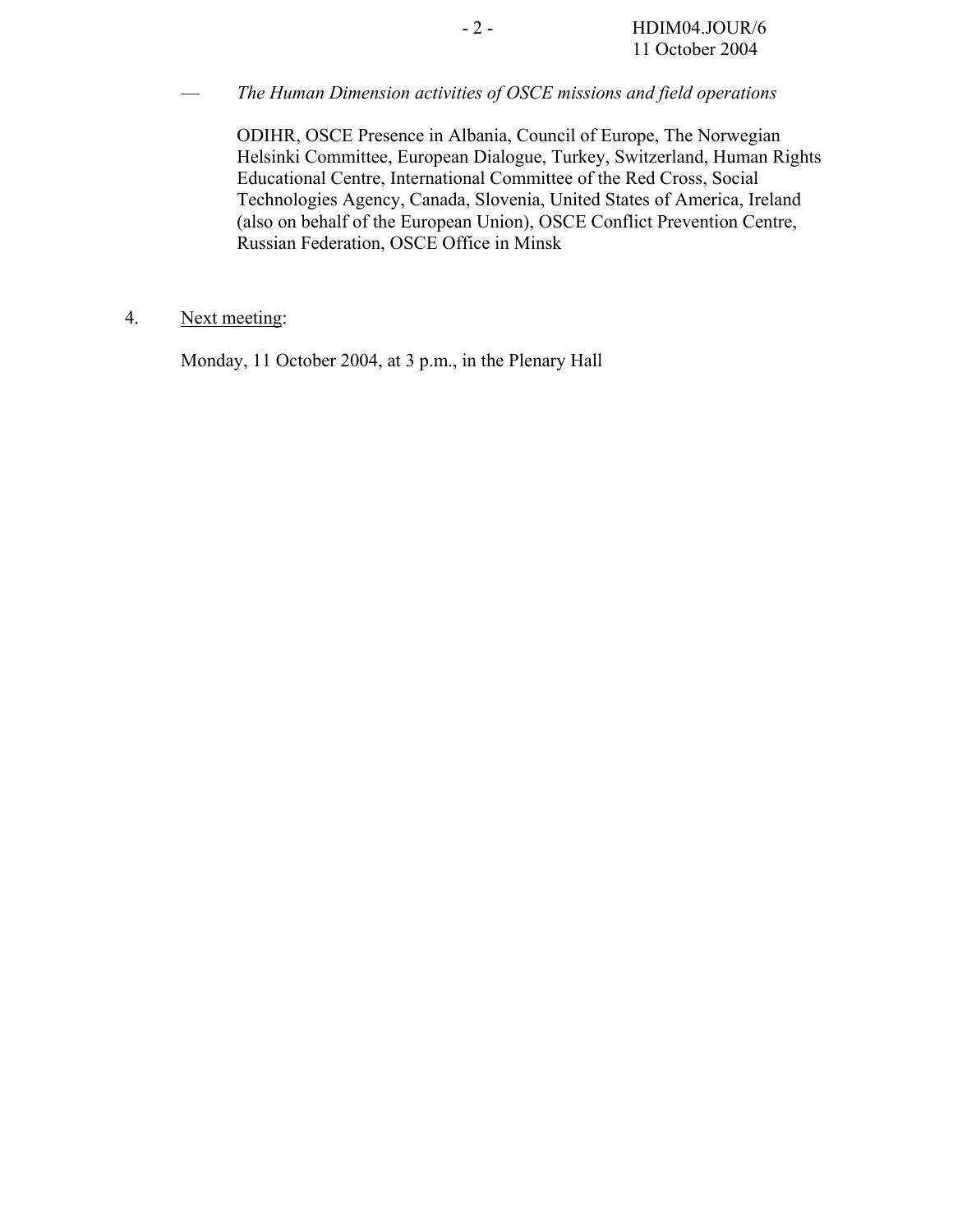— *The Human Dimension activities of OSCE missions and field operations*

ODIHR, OSCE Presence in Albania, Council of Europe, The Norwegian Helsinki Committee, European Dialogue, Turkey, Switzerland, Human Rights Educational Centre, International Committee of the Red Cross, Social Technologies Agency, Canada, Slovenia, United States of America, Ireland (also on behalf of the European Union), OSCE Conflict Prevention Centre, Russian Federation, OSCE Office in Minsk

4. Next meeting:

Monday, 11 October 2004, at 3 p.m., in the Plenary Hall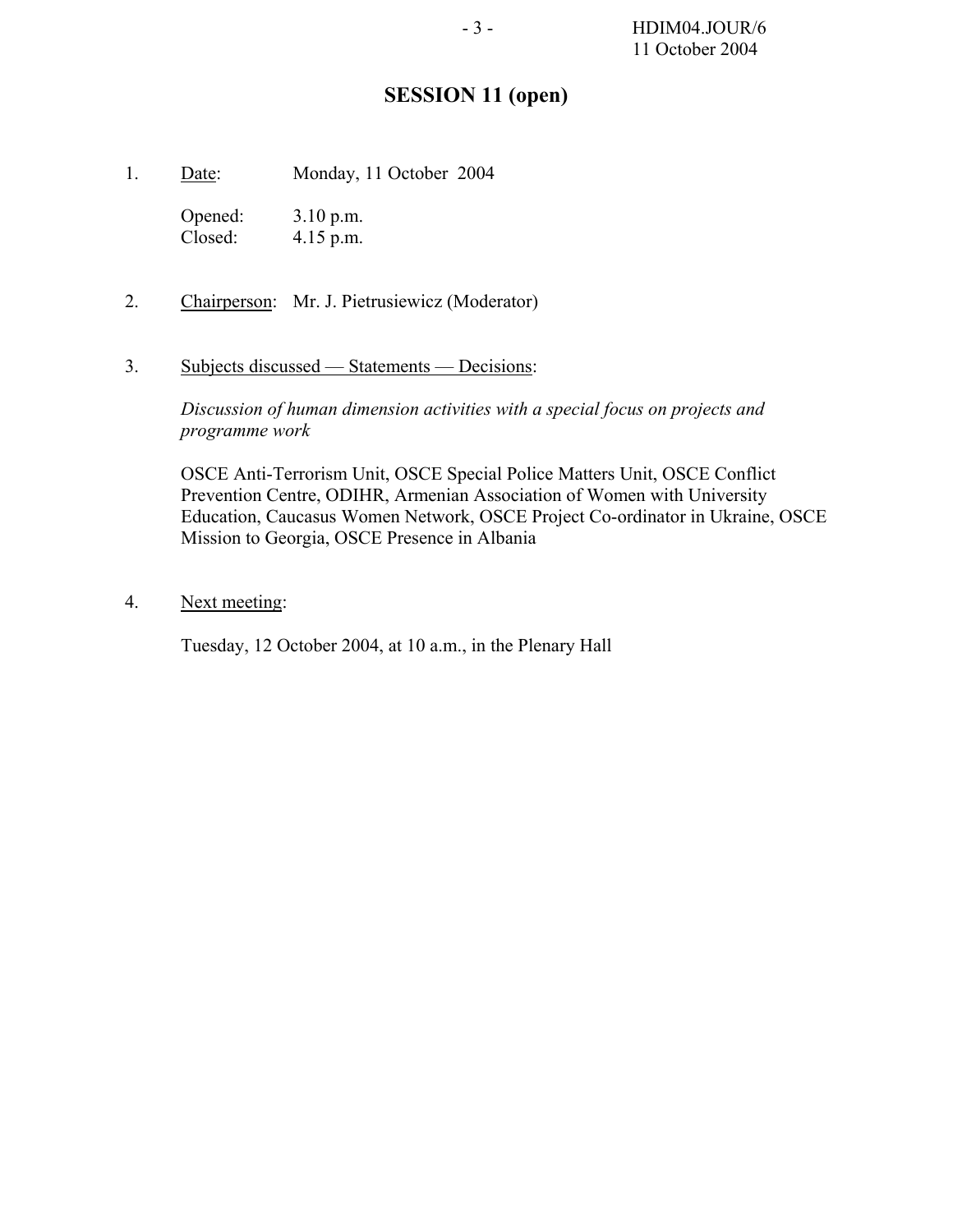# SESSION 11 (open)

1. Date: Monday, 11 October 2004

   Opened: 3.10 p.m.
   Closed: 4.15 p.m.

2. Chairperson: Mr. J. Pietrusiewicz (Moderator)

3. Subjects discussed — Statements — Decisions:

   *Discussion of human dimension activities with a special focus on projects and programme work*

   OSCE Anti-Terrorism Unit, OSCE Special Police Matters Unit, OSCE Conflict Prevention Centre, ODIHR, Armenian Association of Women with University Education, Caucasus Women Network, OSCE Project Co-ordinator in Ukraine, OSCE Mission to Georgia, OSCE Presence in Albania

4. Next meeting:

   Tuesday, 12 October 2004, at 10 a.m., in the Plenary Hall